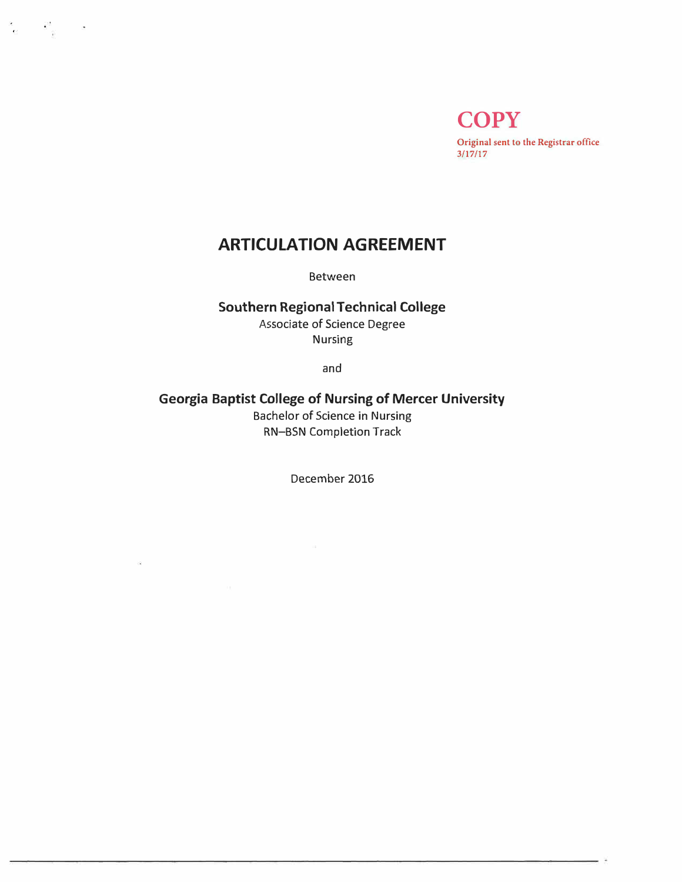**COPY**

Original sent to the Registrar office
3/17/17

# ARTICULATION AGREEMENT

Between

## Southern Regional Technical College

Associate of Science Degree
Nursing

and

## Georgia Baptist College of Nursing of Mercer University

Bachelor of Science in Nursing
RN–BSN Completion Track

December 2016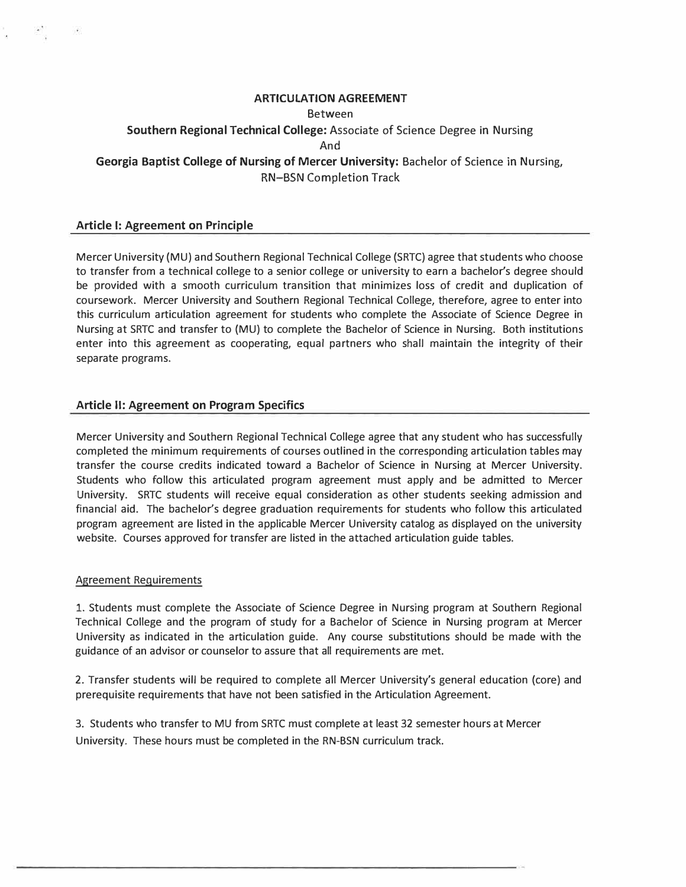**ARTICULATION AGREEMENT**

Between

**Southern Regional Technical College:** Associate of Science Degree in Nursing

And

**Georgia Baptist College of Nursing of Mercer University:** Bachelor of Science in Nursing, RN–BSN Completion Track

## Article I: Agreement on Principle

Mercer University (MU) and Southern Regional Technical College (SRTC) agree that students who choose to transfer from a technical college to a senior college or university to earn a bachelor's degree should be provided with a smooth curriculum transition that minimizes loss of credit and duplication of coursework. Mercer University and Southern Regional Technical College, therefore, agree to enter into this curriculum articulation agreement for students who complete the Associate of Science Degree in Nursing at SRTC and transfer to (MU) to complete the Bachelor of Science in Nursing. Both institutions enter into this agreement as cooperating, equal partners who shall maintain the integrity of their separate programs.

## Article II: Agreement on Program Specifics

Mercer University and Southern Regional Technical College agree that any student who has successfully completed the minimum requirements of courses outlined in the corresponding articulation tables may transfer the course credits indicated toward a Bachelor of Science in Nursing at Mercer University. Students who follow this articulated program agreement must apply and be admitted to Mercer University. SRTC students will receive equal consideration as other students seeking admission and financial aid. The bachelor's degree graduation requirements for students who follow this articulated program agreement are listed in the applicable Mercer University catalog as displayed on the university website. Courses approved for transfer are listed in the attached articulation guide tables.

### Agreement Requirements

1. Students must complete the Associate of Science Degree in Nursing program at Southern Regional Technical College and the program of study for a Bachelor of Science in Nursing program at Mercer University as indicated in the articulation guide. Any course substitutions should be made with the guidance of an advisor or counselor to assure that all requirements are met.

2. Transfer students will be required to complete all Mercer University's general education (core) and prerequisite requirements that have not been satisfied in the Articulation Agreement.

3. Students who transfer to MU from SRTC must complete at least 32 semester hours at Mercer University. These hours must be completed in the RN-BSN curriculum track.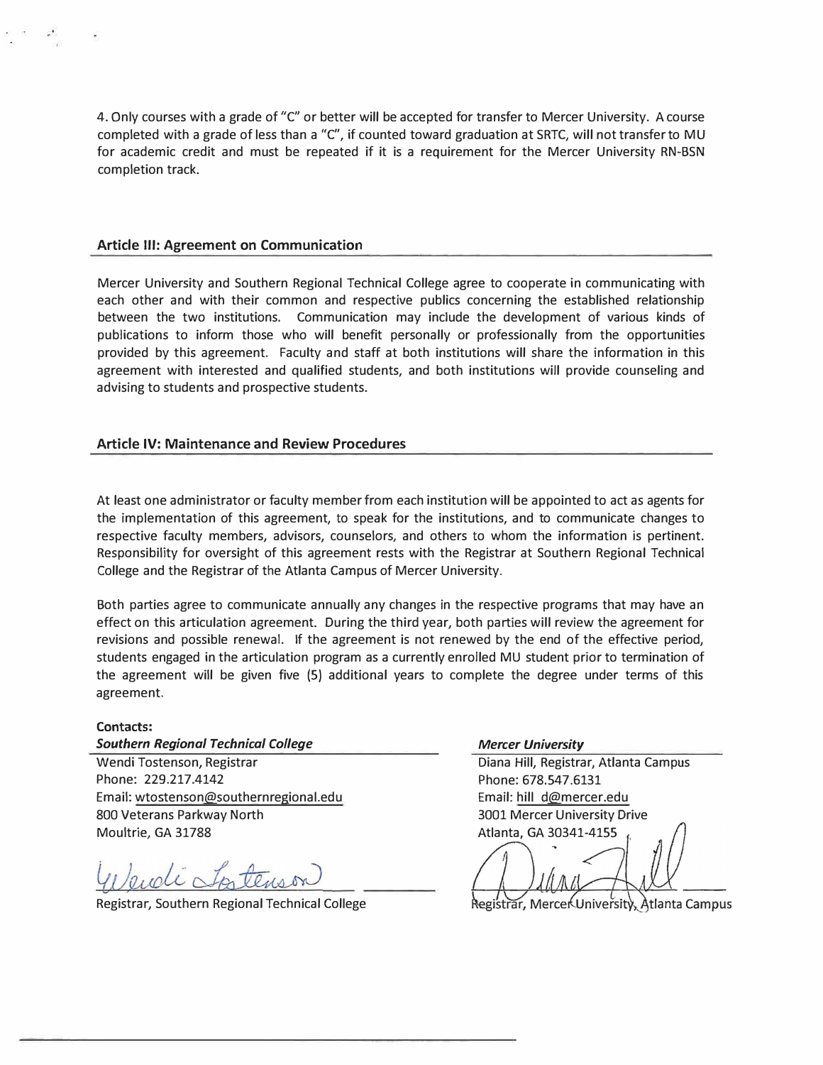4. Only courses with a grade of "C" or better will be accepted for transfer to Mercer University. A course completed with a grade of less than a "C", if counted toward graduation at SRTC, will not transfer to MU for academic credit and must be repeated if it is a requirement for the Mercer University RN-BSN completion track.

## Article III: Agreement on Communication

Mercer University and Southern Regional Technical College agree to cooperate in communicating with each other and with their common and respective publics concerning the established relationship between the two institutions. Communication may include the development of various kinds of publications to inform those who will benefit personally or professionally from the opportunities provided by this agreement. Faculty and staff at both institutions will share the information in this agreement with interested and qualified students, and both institutions will provide counseling and advising to students and prospective students.

## Article IV: Maintenance and Review Procedures

At least one administrator or faculty member from each institution will be appointed to act as agents for the implementation of this agreement, to speak for the institutions, and to communicate changes to respective faculty members, advisors, counselors, and others to whom the information is pertinent. Responsibility for oversight of this agreement rests with the Registrar at Southern Regional Technical College and the Registrar of the Atlanta Campus of Mercer University.

Both parties agree to communicate annually any changes in the respective programs that may have an effect on this articulation agreement. During the third year, both parties will review the agreement for revisions and possible renewal. If the agreement is not renewed by the end of the effective period, students engaged in the articulation program as a currently enrolled MU student prior to termination of the agreement will be given five (5) additional years to complete the degree under terms of this agreement.

**Contacts:**

***Southern Regional Technical College***

Wendi Tostenson, Registrar
Phone: 229.217.4142
Email: wtostenson@southernregional.edu
800 Veterans Parkway North
Moultrie, GA 31788

Registrar, Southern Regional Technical College

***Mercer University***

Diana Hill, Registrar, Atlanta Campus
Phone: 678.547.6131
Email: hill_d@mercer.edu
3001 Mercer University Drive
Atlanta, GA 30341-4155

Registrar, Mercer University, Atlanta Campus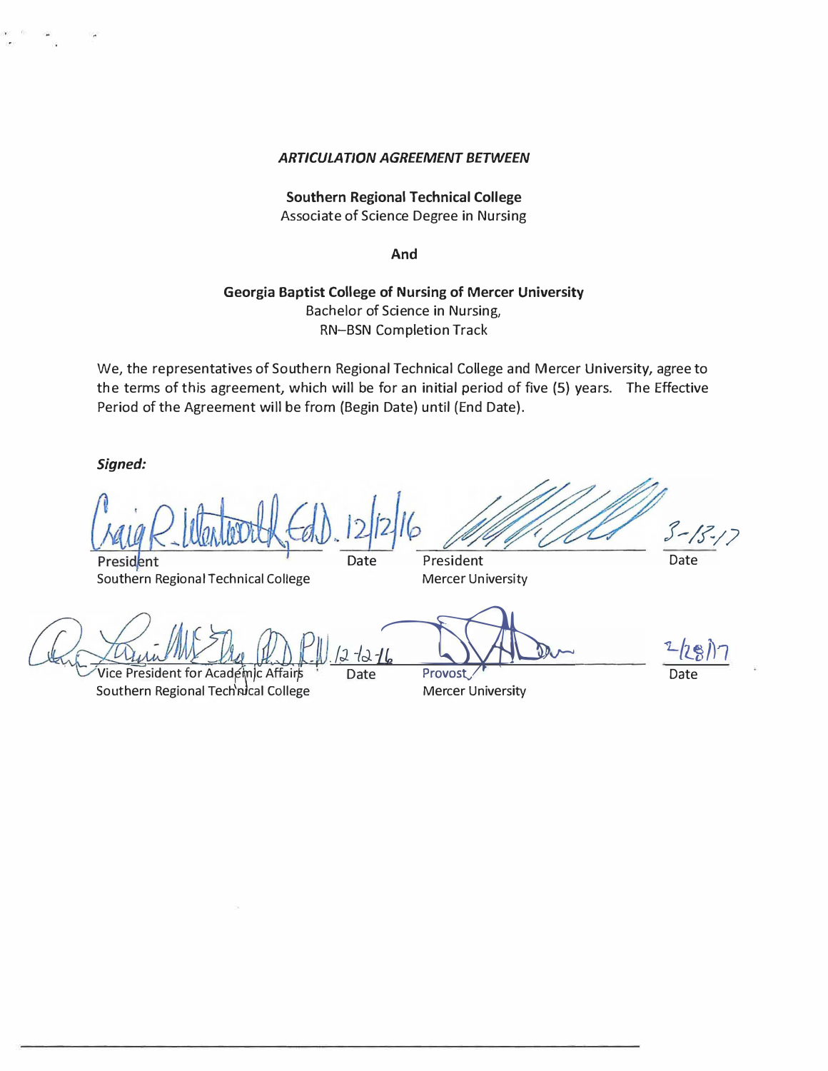***ARTICULATION AGREEMENT BETWEEN***

**Southern Regional Technical College**
Associate of Science Degree in Nursing

**And**

**Georgia Baptist College of Nursing of Mercer University**
Bachelor of Science in Nursing,
RN–BSN Completion Track

We, the representatives of Southern Regional Technical College and Mercer University, agree to the terms of this agreement, which will be for an initial period of five (5) years. The Effective Period of the Agreement will be from (Begin Date) until (End Date).

***Signed:***

| Craig R. Wentworth, Ed.D. | 12/12/16 | | 3-13-17 |
|---|---|---|---|
| President<br>Southern Regional Technical College | Date | President<br>Mercer University | Date |

| | 12-12-16 | | 2/28/17 |
|---|---|---|---|
| Vice President for Academic Affairs<br>Southern Regional Technical College | Date | Provost<br>Mercer University | Date |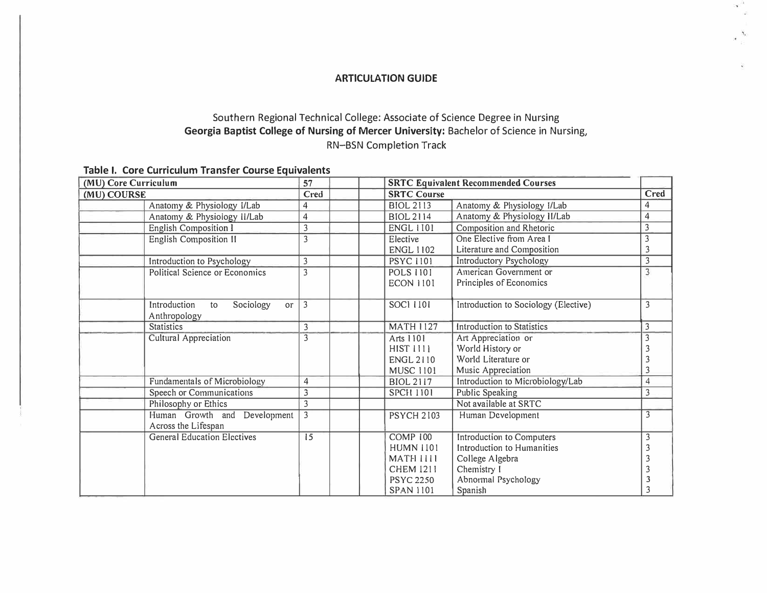## ARTICULATION GUIDE

Southern Regional Technical College: Associate of Science Degree in Nursing
**Georgia Baptist College of Nursing of Mercer University:** Bachelor of Science in Nursing, RN–BSN Completion Track

### Table I. Core Curriculum Transfer Course Equivalents

| (MU) Core Curriculum | | 57 | | | SRTC Equivalent Recommended Courses | | |
|---|---|---|---|---|---|---|---|
| (MU) COURSE | | Cred | | | SRTC Course | | Cred |
| | Anatomy & Physiology I/Lab | 4 | | | BIOL 2113 | Anatomy & Physiology I/Lab | 4 |
| | Anatomy & Physiology II/Lab | 4 | | | BIOL 2114 | Anatomy & Physiology II/Lab | 4 |
| | English Composition I | 3 | | | ENGL 1101 | Composition and Rhetoric | 3 |
| | English Composition II | 3 | | | Elective<br>ENGL 1102 | One Elective from Area I<br>Literature and Composition | 3<br>3 |
| | Introduction to Psychology | 3 | | | PSYC 1101 | Introductory Psychology | 3 |
| | Political Science or Economics | 3 | | | POLS 1101<br>ECON 1101 | American Government or<br>Principles of Economics | 3 |
| | Introduction to Sociology or Anthropology | 3 | | | SOCI 1101 | Introduction to Sociology (Elective) | 3 |
| | Statistics | 3 | | | MATH 1127 | Introduction to Statistics | 3 |
| | Cultural Appreciation | 3 | | | Arts 1101<br>HIST 1111<br>ENGL 2110<br>MUSC 1101 | Art Appreciation or<br>World History or<br>World Literature or<br>Music Appreciation | 3<br>3<br>3<br>3 |
| | Fundamentals of Microbiology | 4 | | | BIOL 2117 | Introduction to Microbiology/Lab | 4 |
| | Speech or Communications | 3 | | | SPCH 1101 | Public Speaking | 3 |
| | Philosophy or Ethics | 3 | | | | Not available at SRTC | |
| | Human Growth and Development Across the Lifespan | 3 | | | PSYCH 2103 | Human Development | 3 |
| | General Education Electives | 15 | | | COMP 100<br>HUMN 1101<br>MATH 1111<br>CHEM 1211<br>PSYC 2250<br>SPAN 1101 | Introduction to Computers<br>Introduction to Humanities<br>College Algebra<br>Chemistry I<br>Abnormal Psychology<br>Spanish | 3<br>3<br>3<br>3<br>3<br>3 |